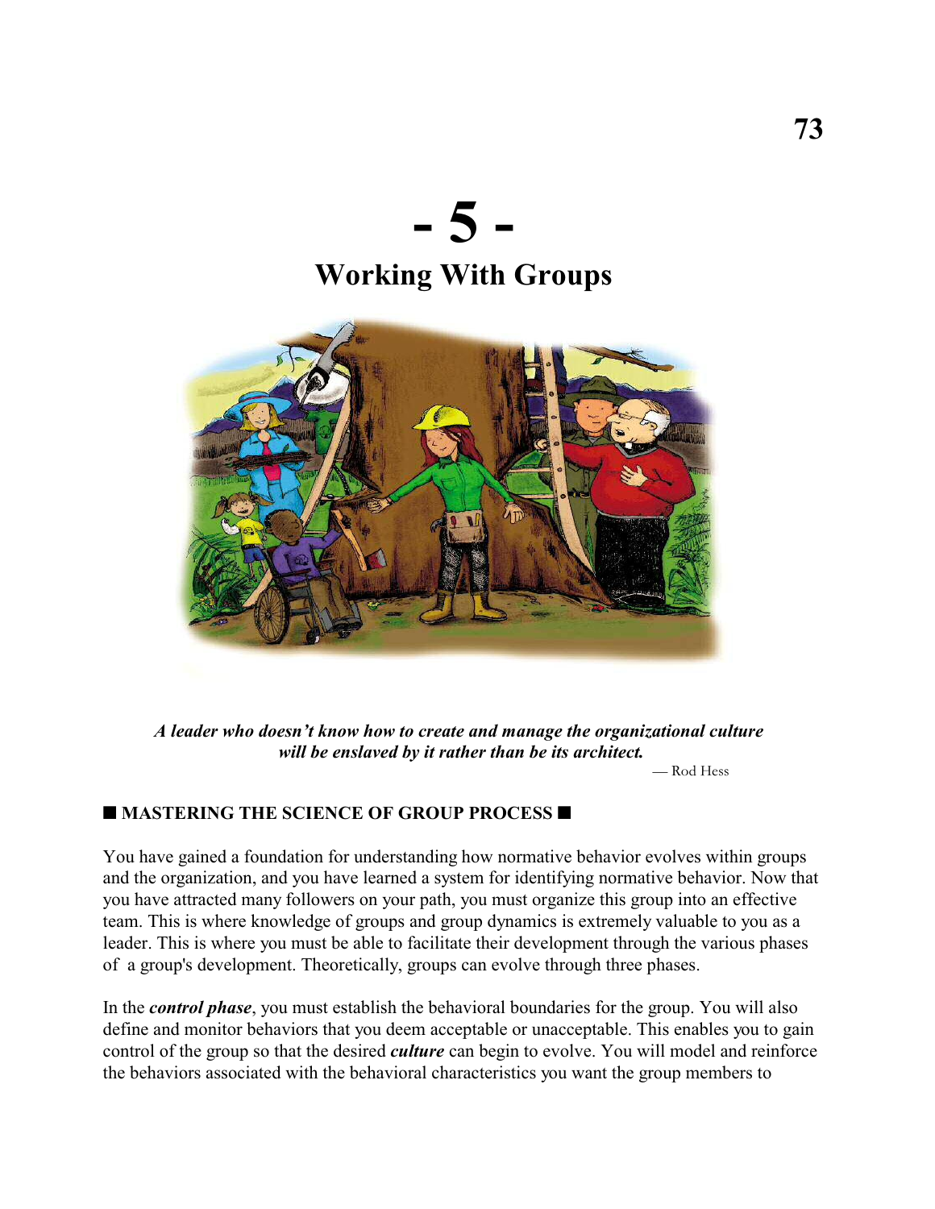# - 5 -

# Working With Groups

***A leader who doesn't know how to create and manage the organizational culture will be enslaved by it rather than be its architect.***

— Rod Hess

## ■ MASTERING THE SCIENCE OF GROUP PROCESS ■

You have gained a foundation for understanding how normative behavior evolves within groups and the organization, and you have learned a system for identifying normative behavior. Now that you have attracted many followers on your path, you must organize this group into an effective team. This is where knowledge of groups and group dynamics is extremely valuable to you as a leader. This is where you must be able to facilitate their development through the various phases of a group's development. Theoretically, groups can evolve through three phases.

In the ***control phase***, you must establish the behavioral boundaries for the group. You will also define and monitor behaviors that you deem acceptable or unacceptable. This enables you to gain control of the group so that the desired ***culture*** can begin to evolve. You will model and reinforce the behaviors associated with the behavioral characteristics you want the group members to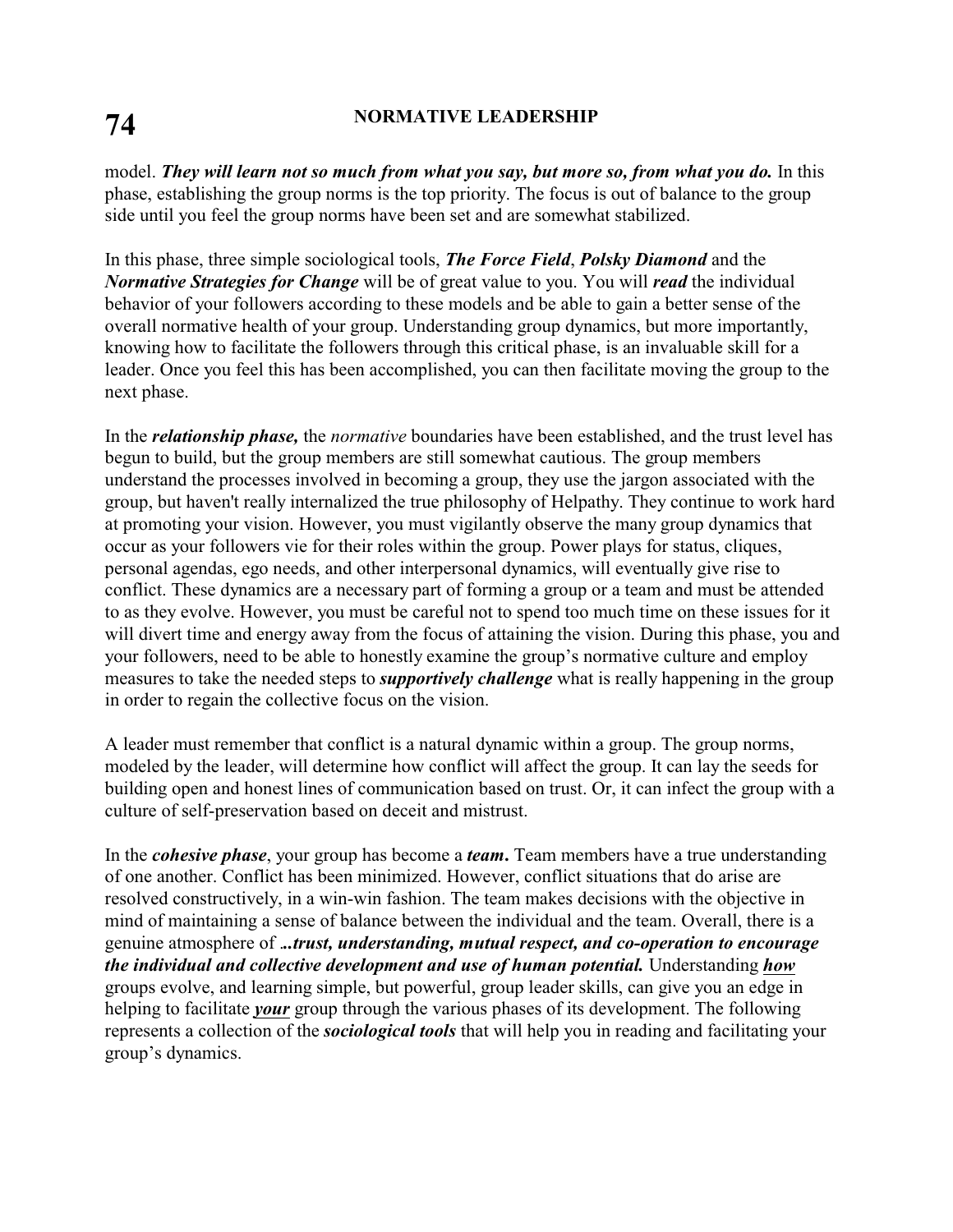model. ***They will learn not so much from what you say, but more so, from what you do.*** In this phase, establishing the group norms is the top priority. The focus is out of balance to the group side until you feel the group norms have been set and are somewhat stabilized.

In this phase, three simple sociological tools, ***The Force Field***, ***Polsky Diamond*** and the ***Normative Strategies for Change*** will be of great value to you. You will ***read*** the individual behavior of your followers according to these models and be able to gain a better sense of the overall normative health of your group. Understanding group dynamics, but more importantly, knowing how to facilitate the followers through this critical phase, is an invaluable skill for a leader. Once you feel this has been accomplished, you can then facilitate moving the group to the next phase.

In the ***relationship phase,*** the *normative* boundaries have been established, and the trust level has begun to build, but the group members are still somewhat cautious. The group members understand the processes involved in becoming a group, they use the jargon associated with the group, but haven't really internalized the true philosophy of Helpathy. They continue to work hard at promoting your vision. However, you must vigilantly observe the many group dynamics that occur as your followers vie for their roles within the group. Power plays for status, cliques, personal agendas, ego needs, and other interpersonal dynamics, will eventually give rise to conflict. These dynamics are a necessary part of forming a group or a team and must be attended to as they evolve. However, you must be careful not to spend too much time on these issues for it will divert time and energy away from the focus of attaining the vision. During this phase, you and your followers, need to be able to honestly examine the group's normative culture and employ measures to take the needed steps to ***supportively challenge*** what is really happening in the group in order to regain the collective focus on the vision.

A leader must remember that conflict is a natural dynamic within a group. The group norms, modeled by the leader, will determine how conflict will affect the group. It can lay the seeds for building open and honest lines of communication based on trust. Or, it can infect the group with a culture of self-preservation based on deceit and mistrust.

In the ***cohesive phase***, your group has become a ***team*.** Team members have a true understanding of one another. Conflict has been minimized. However, conflict situations that do arise are resolved constructively, in a win-win fashion. The team makes decisions with the objective in mind of maintaining a sense of balance between the individual and the team. Overall, there is a genuine atmosphere of ***..trust, understanding, mutual respect, and co-operation to encourage the individual and collective development and use of human potential.*** Understanding ***<u>how</u>*** groups evolve, and learning simple, but powerful, group leader skills, can give you an edge in helping to facilitate ***<u>your</u>*** group through the various phases of its development. The following represents a collection of the ***sociological tools*** that will help you in reading and facilitating your group's dynamics.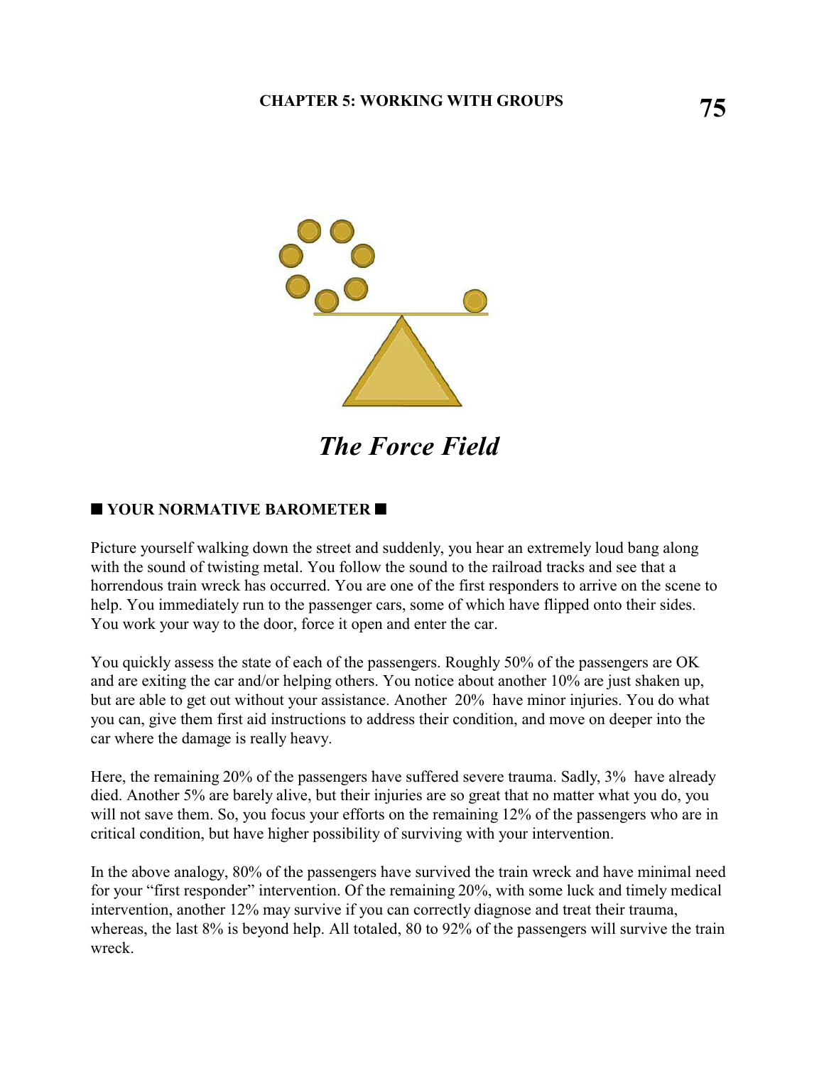*The Force Field*

## ■ YOUR NORMATIVE BAROMETER ■

Picture yourself walking down the street and suddenly, you hear an extremely loud bang along with the sound of twisting metal. You follow the sound to the railroad tracks and see that a horrendous train wreck has occurred. You are one of the first responders to arrive on the scene to help. You immediately run to the passenger cars, some of which have flipped onto their sides. You work your way to the door, force it open and enter the car.

You quickly assess the state of each of the passengers. Roughly 50% of the passengers are OK and are exiting the car and/or helping others. You notice about another 10% are just shaken up, but are able to get out without your assistance. Another 20% have minor injuries. You do what you can, give them first aid instructions to address their condition, and move on deeper into the car where the damage is really heavy.

Here, the remaining 20% of the passengers have suffered severe trauma. Sadly, 3% have already died. Another 5% are barely alive, but their injuries are so great that no matter what you do, you will not save them. So, you focus your efforts on the remaining 12% of the passengers who are in critical condition, but have higher possibility of surviving with your intervention.

In the above analogy, 80% of the passengers have survived the train wreck and have minimal need for your "first responder" intervention. Of the remaining 20%, with some luck and timely medical intervention, another 12% may survive if you can correctly diagnose and treat their trauma, whereas, the last 8% is beyond help. All totaled, 80 to 92% of the passengers will survive the train wreck.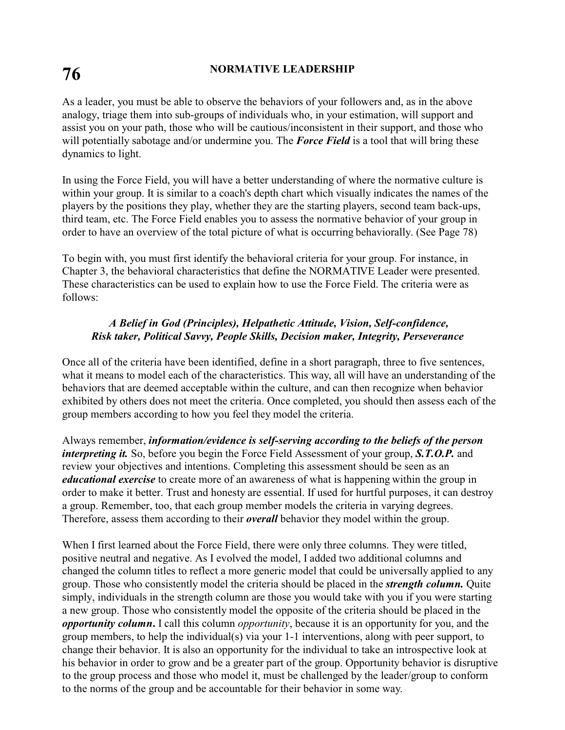As a leader, you must be able to observe the behaviors of your followers and, as in the above analogy, triage them into sub-groups of individuals who, in your estimation, will support and assist you on your path, those who will be cautious/inconsistent in their support, and those who will potentially sabotage and/or undermine you. The ***Force Field*** is a tool that will bring these dynamics to light.

In using the Force Field, you will have a better understanding of where the normative culture is within your group. It is similar to a coach's depth chart which visually indicates the names of the players by the positions they play, whether they are the starting players, second team back-ups, third team, etc. The Force Field enables you to assess the normative behavior of your group in order to have an overview of the total picture of what is occurring behaviorally. (See Page 78)

To begin with, you must first identify the behavioral criteria for your group. For instance, in Chapter 3, the behavioral characteristics that define the NORMATIVE Leader were presented. These characteristics can be used to explain how to use the Force Field. The criteria were as follows:

***A Belief in God (Principles), Helpathetic Attitude, Vision, Self-confidence, Risk taker, Political Savvy, People Skills, Decision maker, Integrity, Perseverance***

Once all of the criteria have been identified, define in a short paragraph, three to five sentences, what it means to model each of the characteristics. This way, all will have an understanding of the behaviors that are deemed acceptable within the culture, and can then recognize when behavior exhibited by others does not meet the criteria. Once completed, you should then assess each of the group members according to how you feel they model the criteria.

Always remember, ***information/evidence is self-serving according to the beliefs of the person interpreting it.*** So, before you begin the Force Field Assessment of your group, ***S.T.O.P.*** and review your objectives and intentions. Completing this assessment should be seen as an ***educational exercise*** to create more of an awareness of what is happening within the group in order to make it better. Trust and honesty are essential. If used for hurtful purposes, it can destroy a group. Remember, too, that each group member models the criteria in varying degrees. Therefore, assess them according to their ***overall*** behavior they model within the group.

When I first learned about the Force Field, there were only three columns. They were titled, positive neutral and negative. As I evolved the model, I added two additional columns and changed the column titles to reflect a more generic model that could be universally applied to any group. Those who consistently model the criteria should be placed in the ***strength column.*** Quite simply, individuals in the strength column are those you would take with you if you were starting a new group. Those who consistently model the opposite of the criteria should be placed in the ***opportunity column***. I call this column *opportunity*, because it is an opportunity for you, and the group members, to help the individual(s) via your 1-1 interventions, along with peer support, to change their behavior. It is also an opportunity for the individual to take an introspective look at his behavior in order to grow and be a greater part of the group. Opportunity behavior is disruptive to the group process and those who model it, must be challenged by the leader/group to conform to the norms of the group and be accountable for their behavior in some way.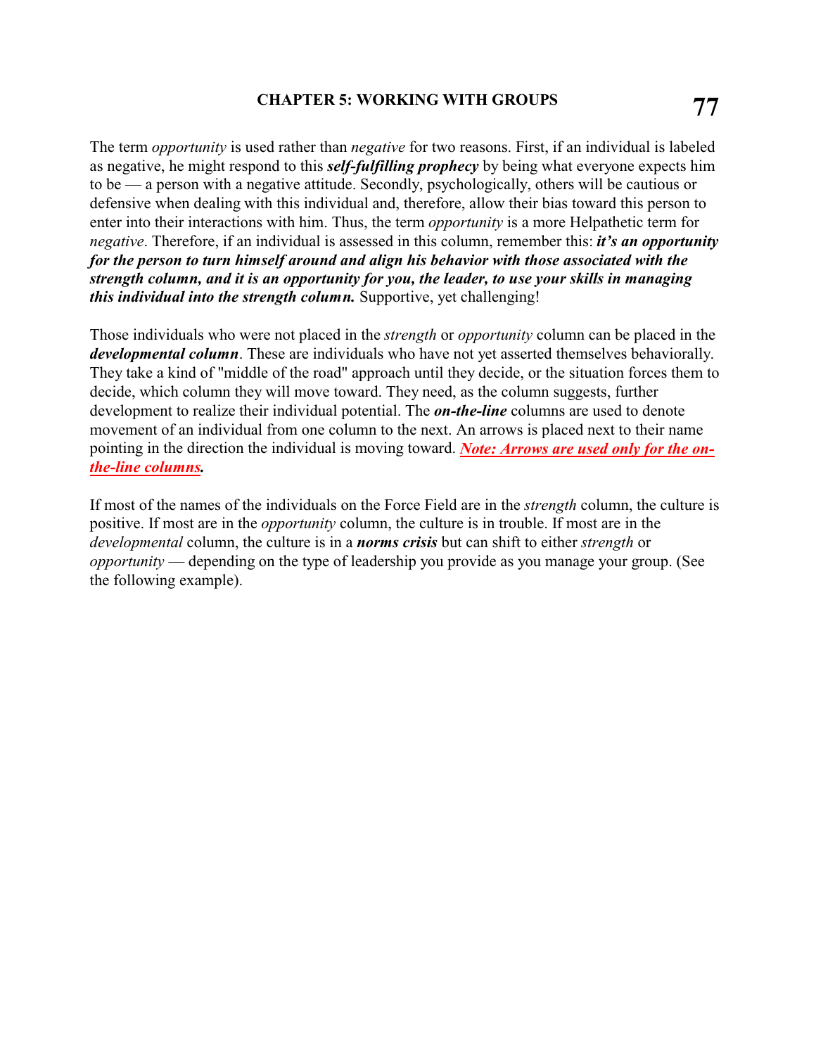The term *opportunity* is used rather than *negative* for two reasons. First, if an individual is labeled as negative, he might respond to this ***self-fulfilling prophecy*** by being what everyone expects him to be — a person with a negative attitude. Secondly, psychologically, others will be cautious or defensive when dealing with this individual and, therefore, allow their bias toward this person to enter into their interactions with him. Thus, the term *opportunity* is a more Helpathetic term for *negative*. Therefore, if an individual is assessed in this column, remember this: ***it's an opportunity for the person to turn himself around and align his behavior with those associated with the strength column, and it is an opportunity for you, the leader, to use your skills in managing this individual into the strength column.*** Supportive, yet challenging!

Those individuals who were not placed in the *strength* or *opportunity* column can be placed in the ***developmental column***. These are individuals who have not yet asserted themselves behaviorally. They take a kind of "middle of the road" approach until they decide, or the situation forces them to decide, which column they will move toward. They need, as the column suggests, further development to realize their individual potential. The ***on-the-line*** columns are used to denote movement of an individual from one column to the next. An arrows is placed next to their name pointing in the direction the individual is moving toward. ***Note: Arrows are used only for the on-the-line columns.***

If most of the names of the individuals on the Force Field are in the *strength* column, the culture is positive. If most are in the *opportunity* column, the culture is in trouble. If most are in the *developmental* column, the culture is in a ***norms crisis*** but can shift to either *strength* or *opportunity* — depending on the type of leadership you provide as you manage your group. (See the following example).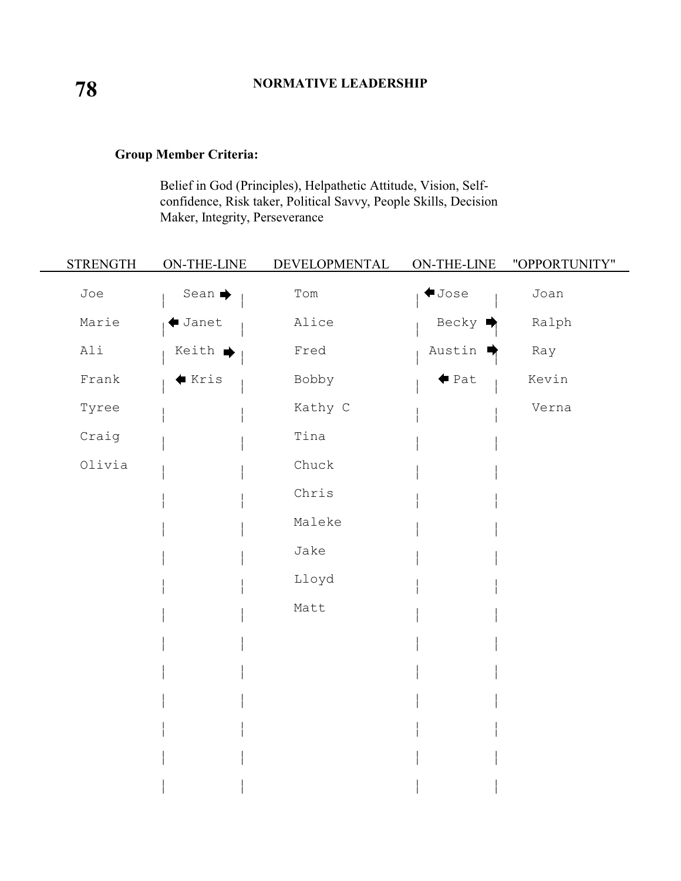**Group Member Criteria:**

Belief in God (Principles), Helpathetic Attitude, Vision, Self-confidence, Risk taker, Political Savvy, People Skills, Decision Maker, Integrity, Perseverance

| STRENGTH | ON-THE-LINE | DEVELOPMENTAL | ON-THE-LINE | "OPPORTUNITY" |
|---|---|---|---|---|
| Joe | Sean ➡ | Tom | ⬅ Jose | Joan |
| Marie | ⬅ Janet | Alice | Becky ➡ | Ralph |
| Ali | Keith ➡ | Fred | Austin ➡ | Ray |
| Frank | ⬅ Kris | Bobby | ⬅ Pat | Kevin |
| Tyree | | Kathy C | | Verna |
| Craig | | Tina | | |
| Olivia | | Chuck | | |
| | | Chris | | |
| | | Maleke | | |
| | | Jake | | |
| | | Lloyd | | |
| | | Matt | | |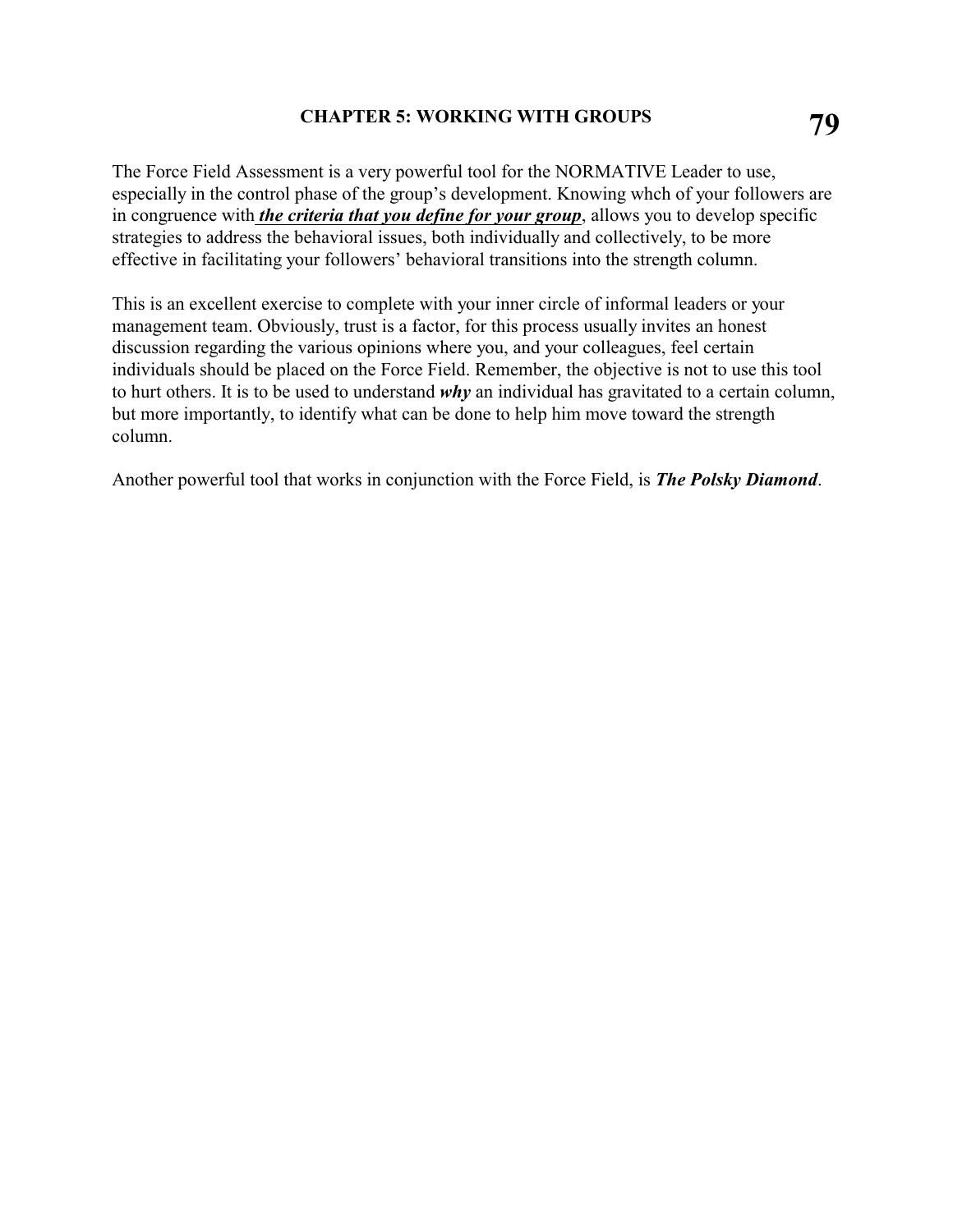The Force Field Assessment is a very powerful tool for the NORMATIVE Leader to use, especially in the control phase of the group's development. Knowing whch of your followers are in congruence with ***the criteria that you define for your group***, allows you to develop specific strategies to address the behavioral issues, both individually and collectively, to be more effective in facilitating your followers' behavioral transitions into the strength column.

This is an excellent exercise to complete with your inner circle of informal leaders or your management team. Obviously, trust is a factor, for this process usually invites an honest discussion regarding the various opinions where you, and your colleagues, feel certain individuals should be placed on the Force Field. Remember, the objective is not to use this tool to hurt others. It is to be used to understand ***why*** an individual has gravitated to a certain column, but more importantly, to identify what can be done to help him move toward the strength column.

Another powerful tool that works in conjunction with the Force Field, is ***The Polsky Diamond***.